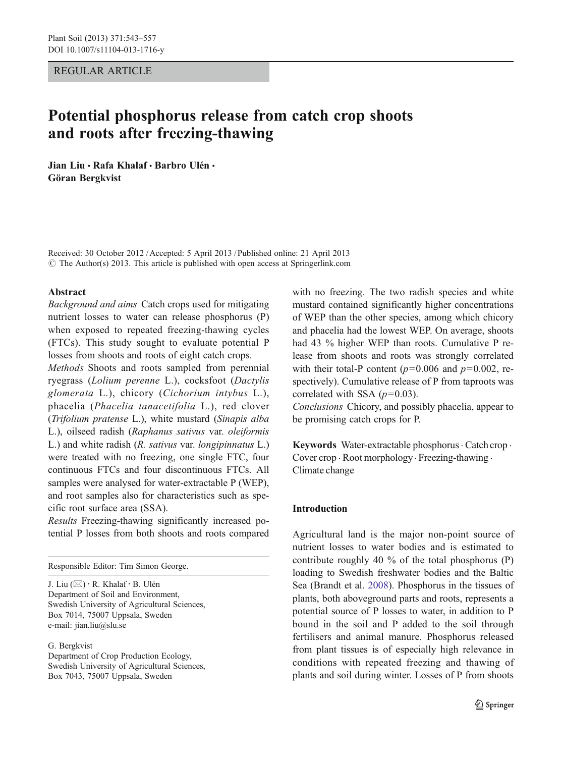REGULAR ARTICLE

# Potential phosphorus release from catch crop shoots and roots after freezing-thawing

**Jian Liu · Rafa Khalaf · Barbro Ulén · Göran Bergkvist**

Received: 30 October 2012 / Accepted: 5 April 2013 / Published online: 21 April 2013
© The Author(s) 2013. This article is published with open access at Springerlink.com

## Abstract

*Background and aims* Catch crops used for mitigating nutrient losses to water can release phosphorus (P) when exposed to repeated freezing-thawing cycles (FTCs). This study sought to evaluate potential P losses from shoots and roots of eight catch crops.

*Methods* Shoots and roots sampled from perennial ryegrass (*Lolium perenne* L.), cocksfoot (*Dactylis glomerata* L.), chicory (*Cichorium intybus* L.), phacelia (*Phacelia tanacetifolia* L.), red clover (*Trifolium pratense* L.), white mustard (*Sinapis alba* L.), oilseed radish (*Raphanus sativus* var. *oleiformis* L.) and white radish (*R. sativus* var. *longipinnatus* L.) were treated with no freezing, one single FTC, four continuous FTCs and four discontinuous FTCs. All samples were analysed for water-extractable P (WEP), and root samples also for characteristics such as specific root surface area (SSA).

*Results* Freezing-thawing significantly increased potential P losses from both shoots and roots compared with no freezing. The two radish species and white mustard contained significantly higher concentrations of WEP than the other species, among which chicory and phacelia had the lowest WEP. On average, shoots had 43 % higher WEP than roots. Cumulative P release from shoots and roots was strongly correlated with their total-P content ($p=0.006$ and $p=0.002$, respectively). Cumulative release of P from taproots was correlated with SSA ($p=0.03$).

*Conclusions* Chicory, and possibly phacelia, appear to be promising catch crops for P.

**Keywords** Water-extractable phosphorus · Catch crop · Cover crop · Root morphology · Freezing-thawing · Climate change

Responsible Editor: Tim Simon George.

J. Liu (✉) · R. Khalaf · B. Ulén
Department of Soil and Environment,
Swedish University of Agricultural Sciences,
Box 7014, 75007 Uppsala, Sweden
e-mail: jian.liu@slu.se

G. Bergkvist
Department of Crop Production Ecology,
Swedish University of Agricultural Sciences,
Box 7043, 75007 Uppsala, Sweden

## Introduction

Agricultural land is the major non-point source of nutrient losses to water bodies and is estimated to contribute roughly 40 % of the total phosphorus (P) loading to Swedish freshwater bodies and the Baltic Sea (Brandt et al. 2008). Phosphorus in the tissues of plants, both aboveground parts and roots, represents a potential source of P losses to water, in addition to P bound in the soil and P added to the soil through fertilisers and animal manure. Phosphorus released from plant tissues is of especially high relevance in conditions with repeated freezing and thawing of plants and soil during winter. Losses of P from shoots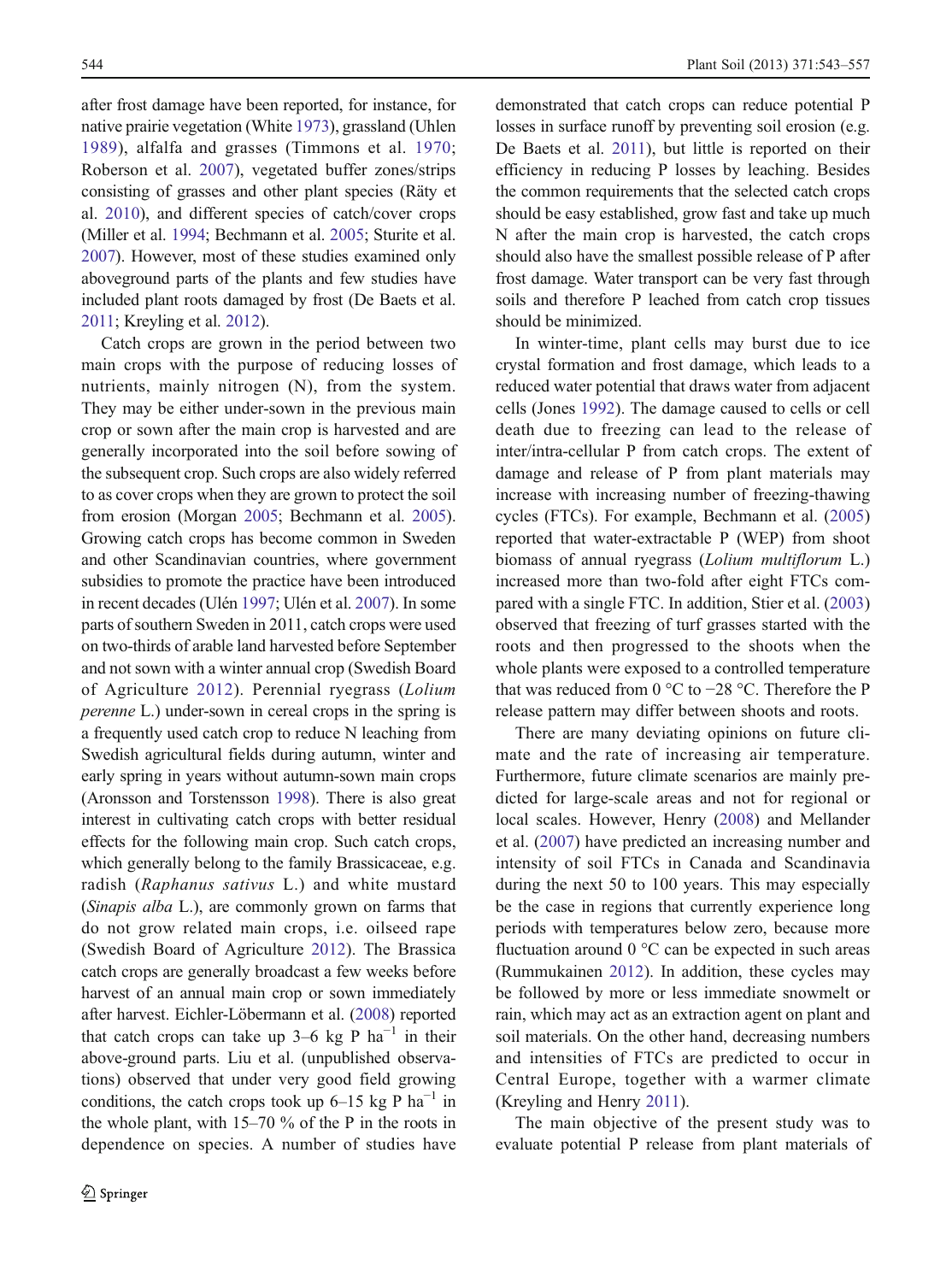after frost damage have been reported, for instance, for native prairie vegetation (White 1973), grassland (Uhlen 1989), alfalfa and grasses (Timmons et al. 1970; Roberson et al. 2007), vegetated buffer zones/strips consisting of grasses and other plant species (Räty et al. 2010), and different species of catch/cover crops (Miller et al. 1994; Bechmann et al. 2005; Sturite et al. 2007). However, most of these studies examined only aboveground parts of the plants and few studies have included plant roots damaged by frost (De Baets et al. 2011; Kreyling et al. 2012).

Catch crops are grown in the period between two main crops with the purpose of reducing losses of nutrients, mainly nitrogen (N), from the system. They may be either under-sown in the previous main crop or sown after the main crop is harvested and are generally incorporated into the soil before sowing of the subsequent crop. Such crops are also widely referred to as cover crops when they are grown to protect the soil from erosion (Morgan 2005; Bechmann et al. 2005). Growing catch crops has become common in Sweden and other Scandinavian countries, where government subsidies to promote the practice have been introduced in recent decades (Ulén 1997; Ulén et al. 2007). In some parts of southern Sweden in 2011, catch crops were used on two-thirds of arable land harvested before September and not sown with a winter annual crop (Swedish Board of Agriculture 2012). Perennial ryegrass (*Lolium perenne* L.) under-sown in cereal crops in the spring is a frequently used catch crop to reduce N leaching from Swedish agricultural fields during autumn, winter and early spring in years without autumn-sown main crops (Aronsson and Torstensson 1998). There is also great interest in cultivating catch crops with better residual effects for the following main crop. Such catch crops, which generally belong to the family Brassicaceae, e.g. radish (*Raphanus sativus* L.) and white mustard (*Sinapis alba* L.), are commonly grown on farms that do not grow related main crops, i.e. oilseed rape (Swedish Board of Agriculture 2012). The Brassica catch crops are generally broadcast a few weeks before harvest of an annual main crop or sown immediately after harvest. Eichler-Löbermann et al. (2008) reported that catch crops can take up 3–6 kg P ha$^{-1}$ in their above-ground parts. Liu et al. (unpublished observations) observed that under very good field growing conditions, the catch crops took up 6–15 kg P ha$^{-1}$ in the whole plant, with 15–70 % of the P in the roots in dependence on species. A number of studies have demonstrated that catch crops can reduce potential P losses in surface runoff by preventing soil erosion (e.g. De Baets et al. 2011), but little is reported on their efficiency in reducing P losses by leaching. Besides the common requirements that the selected catch crops should be easy established, grow fast and take up much N after the main crop is harvested, the catch crops should also have the smallest possible release of P after frost damage. Water transport can be very fast through soils and therefore P leached from catch crop tissues should be minimized.

In winter-time, plant cells may burst due to ice crystal formation and frost damage, which leads to a reduced water potential that draws water from adjacent cells (Jones 1992). The damage caused to cells or cell death due to freezing can lead to the release of inter/intra-cellular P from catch crops. The extent of damage and release of P from plant materials may increase with increasing number of freezing-thawing cycles (FTCs). For example, Bechmann et al. (2005) reported that water-extractable P (WEP) from shoot biomass of annual ryegrass (*Lolium multiflorum* L.) increased more than two-fold after eight FTCs compared with a single FTC. In addition, Stier et al. (2003) observed that freezing of turf grasses started with the roots and then progressed to the shoots when the whole plants were exposed to a controlled temperature that was reduced from 0 °C to −28 °C. Therefore the P release pattern may differ between shoots and roots.

There are many deviating opinions on future climate and the rate of increasing air temperature. Furthermore, future climate scenarios are mainly predicted for large-scale areas and not for regional or local scales. However, Henry (2008) and Mellander et al. (2007) have predicted an increasing number and intensity of soil FTCs in Canada and Scandinavia during the next 50 to 100 years. This may especially be the case in regions that currently experience long periods with temperatures below zero, because more fluctuation around 0 °C can be expected in such areas (Rummukainen 2012). In addition, these cycles may be followed by more or less immediate snowmelt or rain, which may act as an extraction agent on plant and soil materials. On the other hand, decreasing numbers and intensities of FTCs are predicted to occur in Central Europe, together with a warmer climate (Kreyling and Henry 2011).

The main objective of the present study was to evaluate potential P release from plant materials of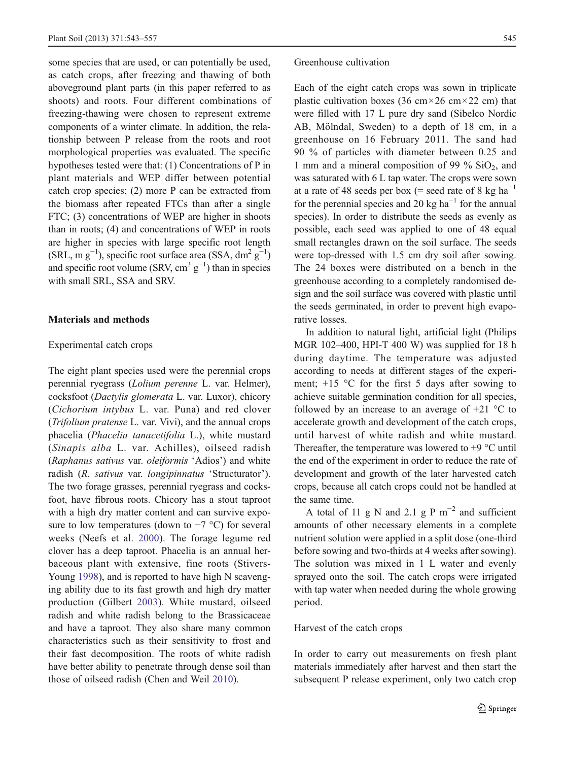some species that are used, or can potentially be used, as catch crops, after freezing and thawing of both aboveground plant parts (in this paper referred to as shoots) and roots. Four different combinations of freezing-thawing were chosen to represent extreme components of a winter climate. In addition, the relationship between P release from the roots and root morphological properties was evaluated. The specific hypotheses tested were that: (1) Concentrations of P in plant materials and WEP differ between potential catch crop species; (2) more P can be extracted from the biomass after repeated FTCs than after a single FTC; (3) concentrations of WEP are higher in shoots than in roots; (4) and concentrations of WEP in roots are higher in species with large specific root length (SRL, m $g^{-1}$), specific root surface area (SSA, $dm^2$ $g^{-1}$) and specific root volume (SRV, $cm^3$ $g^{-1}$) than in species with small SRL, SSA and SRV.

## Materials and methods

### Experimental catch crops

The eight plant species used were the perennial crops perennial ryegrass (*Lolium perenne* L. var. Helmer), cocksfoot (*Dactylis glomerata* L. var. Luxor), chicory (*Cichorium intybus* L. var. Puna) and red clover (*Trifolium pratense* L. var. Vivi), and the annual crops phacelia (*Phacelia tanacetifolia* L.), white mustard (*Sinapis alba* L. var. Achilles), oilseed radish (*Raphanus sativus* var. *oleiformis* 'Adios') and white radish (*R. sativus* var. *longipinnatus* 'Structurator'). The two forage grasses, perennial ryegrass and cocksfoot, have fibrous roots. Chicory has a stout taproot with a high dry matter content and can survive exposure to low temperatures (down to −7 °C) for several weeks (Neefs et al. 2000). The forage legume red clover has a deep taproot. Phacelia is an annual herbaceous plant with extensive, fine roots (Stivers-Young 1998), and is reported to have high N scavenging ability due to its fast growth and high dry matter production (Gilbert 2003). White mustard, oilseed radish and white radish belong to the Brassicaceae and have a taproot. They also share many common characteristics such as their sensitivity to frost and their fast decomposition. The roots of white radish have better ability to penetrate through dense soil than those of oilseed radish (Chen and Weil 2010).

### Greenhouse cultivation

Each of the eight catch crops was sown in triplicate plastic cultivation boxes (36 cm×26 cm×22 cm) that were filled with 17 L pure dry sand (Sibelco Nordic AB, Mölndal, Sweden) to a depth of 18 cm, in a greenhouse on 16 February 2011. The sand had 90 % of particles with diameter between 0.25 and 1 mm and a mineral composition of 99 % $SiO_2$, and was saturated with 6 L tap water. The crops were sown at a rate of 48 seeds per box (= seed rate of 8 kg $ha^{-1}$ for the perennial species and 20 kg $ha^{-1}$ for the annual species). In order to distribute the seeds as evenly as possible, each seed was applied to one of 48 equal small rectangles drawn on the soil surface. The seeds were top-dressed with 1.5 cm dry soil after sowing. The 24 boxes were distributed on a bench in the greenhouse according to a completely randomised design and the soil surface was covered with plastic until the seeds germinated, in order to prevent high evaporative losses.

In addition to natural light, artificial light (Philips MGR 102–400, HPI-T 400 W) was supplied for 18 h during daytime. The temperature was adjusted according to needs at different stages of the experiment; +15 °C for the first 5 days after sowing to achieve suitable germination condition for all species, followed by an increase to an average of +21 °C to accelerate growth and development of the catch crops, until harvest of white radish and white mustard. Thereafter, the temperature was lowered to +9 °C until the end of the experiment in order to reduce the rate of development and growth of the later harvested catch crops, because all catch crops could not be handled at the same time.

A total of 11 g N and 2.1 g P $m^{-2}$ and sufficient amounts of other necessary elements in a complete nutrient solution were applied in a split dose (one-third before sowing and two-thirds at 4 weeks after sowing). The solution was mixed in 1 L water and evenly sprayed onto the soil. The catch crops were irrigated with tap water when needed during the whole growing period.

### Harvest of the catch crops

In order to carry out measurements on fresh plant materials immediately after harvest and then start the subsequent P release experiment, only two catch crop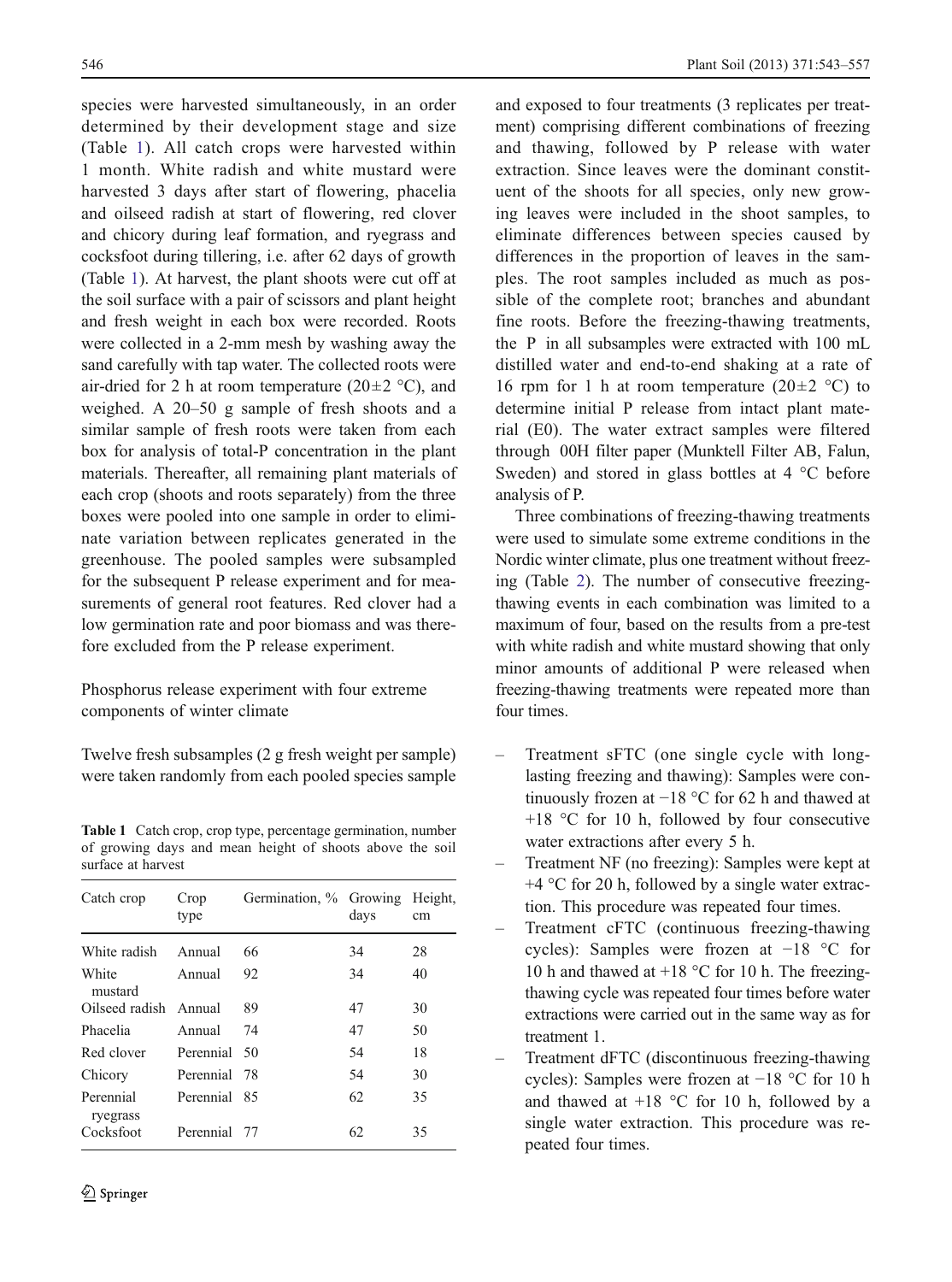species were harvested simultaneously, in an order determined by their development stage and size (Table 1). All catch crops were harvested within 1 month. White radish and white mustard were harvested 3 days after start of flowering, phacelia and oilseed radish at start of flowering, red clover and chicory during leaf formation, and ryegrass and cocksfoot during tillering, i.e. after 62 days of growth (Table 1). At harvest, the plant shoots were cut off at the soil surface with a pair of scissors and plant height and fresh weight in each box were recorded. Roots were collected in a 2-mm mesh by washing away the sand carefully with tap water. The collected roots were air-dried for 2 h at room temperature (20±2 °C), and weighed. A 20–50 g sample of fresh shoots and a similar sample of fresh roots were taken from each box for analysis of total-P concentration in the plant materials. Thereafter, all remaining plant materials of each crop (shoots and roots separately) from the three boxes were pooled into one sample in order to eliminate variation between replicates generated in the greenhouse. The pooled samples were subsampled for the subsequent P release experiment and for measurements of general root features. Red clover had a low germination rate and poor biomass and was therefore excluded from the P release experiment.

## Phosphorus release experiment with four extreme components of winter climate

Twelve fresh subsamples (2 g fresh weight per sample) were taken randomly from each pooled species sample and exposed to four treatments (3 replicates per treatment) comprising different combinations of freezing and thawing, followed by P release with water extraction. Since leaves were the dominant constituent of the shoots for all species, only new growing leaves were included in the shoot samples, to eliminate differences between species caused by differences in the proportion of leaves in the samples. The root samples included as much as possible of the complete root; branches and abundant fine roots. Before the freezing-thawing treatments, the P in all subsamples were extracted with 100 mL distilled water and end-to-end shaking at a rate of 16 rpm for 1 h at room temperature (20±2 °C) to determine initial P release from intact plant material (E0). The water extract samples were filtered through 00H filter paper (Munktell Filter AB, Falun, Sweden) and stored in glass bottles at 4 °C before analysis of P.

**Table 1** Catch crop, crop type, percentage germination, number of growing days and mean height of shoots above the soil surface at harvest

| Catch crop | Crop type | Germination, % | Growing days | Height, cm |
|---|---|---|---|---|
| White radish | Annual | 66 | 34 | 28 |
| White mustard | Annual | 92 | 34 | 40 |
| Oilseed radish | Annual | 89 | 47 | 30 |
| Phacelia | Annual | 74 | 47 | 50 |
| Red clover | Perennial | 50 | 54 | 18 |
| Chicory | Perennial | 78 | 54 | 30 |
| Perennial ryegrass | Perennial | 85 | 62 | 35 |
| Cocksfoot | Perennial | 77 | 62 | 35 |

Three combinations of freezing-thawing treatments were used to simulate some extreme conditions in the Nordic winter climate, plus one treatment without freezing (Table 2). The number of consecutive freezing-thawing events in each combination was limited to a maximum of four, based on the results from a pre-test with white radish and white mustard showing that only minor amounts of additional P were released when freezing-thawing treatments were repeated more than four times.

- Treatment sFTC (one single cycle with long-lasting freezing and thawing): Samples were continuously frozen at −18 °C for 62 h and thawed at +18 °C for 10 h, followed by four consecutive water extractions after every 5 h.
- Treatment NF (no freezing): Samples were kept at +4 °C for 20 h, followed by a single water extraction. This procedure was repeated four times.
- Treatment cFTC (continuous freezing-thawing cycles): Samples were frozen at −18 °C for 10 h and thawed at +18 °C for 10 h. The freezing-thawing cycle was repeated four times before water extractions were carried out in the same way as for treatment 1.
- Treatment dFTC (discontinuous freezing-thawing cycles): Samples were frozen at −18 °C for 10 h and thawed at +18 °C for 10 h, followed by a single water extraction. This procedure was repeated four times.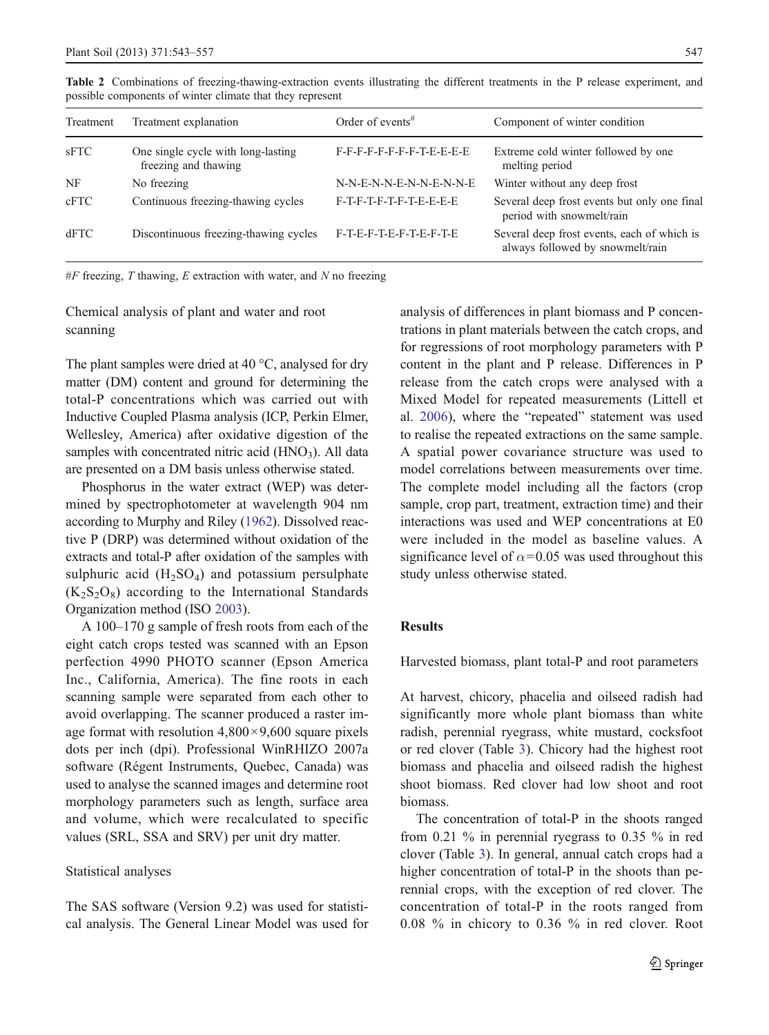**Table 2** Combinations of freezing-thawing-extraction events illustrating the different treatments in the P release experiment, and possible components of winter climate that they represent

| Treatment | Treatment explanation | Order of events[#] | Component of winter condition |
|---|---|---|---|
| sFTC | One single cycle with long-lasting freezing and thawing | F-F-F-F-F-F-F-F-T-E-E-E-E | Extreme cold winter followed by one melting period |
| NF | No freezing | N-N-E-N-N-E-N-N-E-N-N-E | Winter without any deep frost |
| cFTC | Continuous freezing-thawing cycles | F-T-F-T-F-T-F-T-E-E-E-E | Several deep frost events but only one final period with snowmelt/rain |
| dFTC | Discontinuous freezing-thawing cycles | F-T-E-F-T-E-F-T-E-F-T-E | Several deep frost events, each of which is always followed by snowmelt/rain |

#*F* freezing, *T* thawing, *E* extraction with water, and *N* no freezing

### Chemical analysis of plant and water and root scanning

The plant samples were dried at 40 °C, analysed for dry matter (DM) content and ground for determining the total-P concentrations which was carried out with Inductive Coupled Plasma analysis (ICP, Perkin Elmer, Wellesley, America) after oxidative digestion of the samples with concentrated nitric acid ($HNO_3$). All data are presented on a DM basis unless otherwise stated.

Phosphorus in the water extract (WEP) was determined by spectrophotometer at wavelength 904 nm according to Murphy and Riley (1962). Dissolved reactive P (DRP) was determined without oxidation of the extracts and total-P after oxidation of the samples with sulphuric acid ($H_2SO_4$) and potassium persulphate ($K_2S_2O_8$) according to the International Standards Organization method (ISO 2003).

A 100–170 g sample of fresh roots from each of the eight catch crops tested was scanned with an Epson perfection 4990 PHOTO scanner (Epson America Inc., California, America). The fine roots in each scanning sample were separated from each other to avoid overlapping. The scanner produced a raster image format with resolution 4,800×9,600 square pixels dots per inch (dpi). Professional WinRHIZO 2007a software (Régent Instruments, Quebec, Canada) was used to analyse the scanned images and determine root morphology parameters such as length, surface area and volume, which were recalculated to specific values (SRL, SSA and SRV) per unit dry matter.

### Statistical analyses

The SAS software (Version 9.2) was used for statistical analysis. The General Linear Model was used for analysis of differences in plant biomass and P concentrations in plant materials between the catch crops, and for regressions of root morphology parameters with P content in the plant and P release. Differences in P release from the catch crops were analysed with a Mixed Model for repeated measurements (Littell et al. 2006), where the "repeated" statement was used to realise the repeated extractions on the same sample. A spatial power covariance structure was used to model correlations between measurements over time. The complete model including all the factors (crop sample, crop part, treatment, extraction time) and their interactions was used and WEP concentrations at E0 were included in the model as baseline values. A significance level of $\alpha = 0.05$ was used throughout this study unless otherwise stated.

## Results

### Harvested biomass, plant total-P and root parameters

At harvest, chicory, phacelia and oilseed radish had significantly more whole plant biomass than white radish, perennial ryegrass, white mustard, cocksfoot or red clover (Table 3). Chicory had the highest root biomass and phacelia and oilseed radish the highest shoot biomass. Red clover had low shoot and root biomass.

The concentration of total-P in the shoots ranged from 0.21 % in perennial ryegrass to 0.35 % in red clover (Table 3). In general, annual catch crops had a higher concentration of total-P in the shoots than perennial crops, with the exception of red clover. The concentration of total-P in the roots ranged from 0.08 % in chicory to 0.36 % in red clover. Root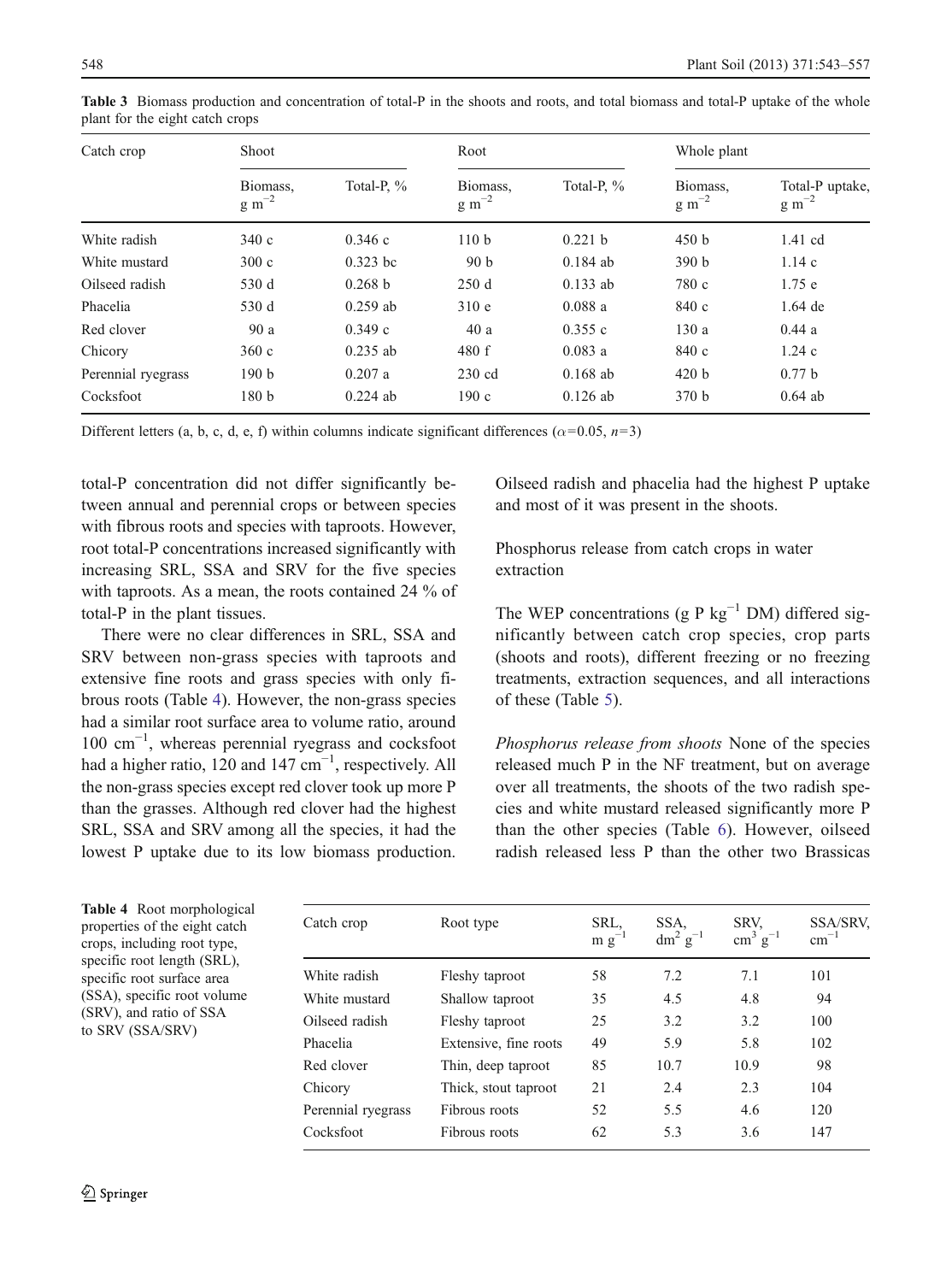**Table 3** Biomass production and concentration of total-P in the shoots and roots, and total biomass and total-P uptake of the whole plant for the eight catch crops

| Catch crop | Shoot | | Root | | Whole plant | |
|---|---|---|---|---|---|---|
| | Biomass, g m$^{-2}$ | Total-P, % | Biomass, g m$^{-2}$ | Total-P, % | Biomass, g m$^{-2}$ | Total-P uptake, g m$^{-2}$ |
| White radish | 340 c | 0.346 c | 110 b | 0.221 b | 450 b | 1.41 cd |
| White mustard | 300 c | 0.323 bc | 90 b | 0.184 ab | 390 b | 1.14 c |
| Oilseed radish | 530 d | 0.268 b | 250 d | 0.133 ab | 780 c | 1.75 e |
| Phacelia | 530 d | 0.259 ab | 310 e | 0.088 a | 840 c | 1.64 de |
| Red clover | 90 a | 0.349 c | 40 a | 0.355 c | 130 a | 0.44 a |
| Chicory | 360 c | 0.235 ab | 480 f | 0.083 a | 840 c | 1.24 c |
| Perennial ryegrass | 190 b | 0.207 a | 230 cd | 0.168 ab | 420 b | 0.77 b |
| Cocksfoot | 180 b | 0.224 ab | 190 c | 0.126 ab | 370 b | 0.64 ab |

Different letters (a, b, c, d, e, f) within columns indicate significant differences ($\alpha$=0.05, $n$=3)

total-P concentration did not differ significantly between annual and perennial crops or between species with fibrous roots and species with taproots. However, root total-P concentrations increased significantly with increasing SRL, SSA and SRV for the five species with taproots. As a mean, the roots contained 24 % of total-P in the plant tissues.

There were no clear differences in SRL, SSA and SRV between non-grass species with taproots and extensive fine roots and grass species with only fibrous roots (Table 4). However, the non-grass species had a similar root surface area to volume ratio, around 100 cm$^{-1}$, whereas perennial ryegrass and cocksfoot had a higher ratio, 120 and 147 cm$^{-1}$, respectively. All the non-grass species except red clover took up more P than the grasses. Although red clover had the highest SRL, SSA and SRV among all the species, it had the lowest P uptake due to its low biomass production. Oilseed radish and phacelia had the highest P uptake and most of it was present in the shoots.

## Phosphorus release from catch crops in water extraction

The WEP concentrations (g P kg$^{-1}$ DM) differed significantly between catch crop species, crop parts (shoots and roots), different freezing or no freezing treatments, extraction sequences, and all interactions of these (Table 5).

*Phosphorus release from shoots* None of the species released much P in the NF treatment, but on average over all treatments, the shoots of the two radish species and white mustard released significantly more P than the other species (Table 6). However, oilseed radish released less P than the other two Brassicas

**Table 4** Root morphological properties of the eight catch crops, including root type, specific root length (SRL), specific root surface area (SSA), specific root volume (SRV), and ratio of SSA to SRV (SSA/SRV)

| Catch crop | Root type | SRL, m g$^{-1}$ | SSA, dm$^2$ g$^{-1}$ | SRV, cm$^3$ g$^{-1}$ | SSA/SRV, cm$^{-1}$ |
|---|---|---|---|---|---|
| White radish | Fleshy taproot | 58 | 7.2 | 7.1 | 101 |
| White mustard | Shallow taproot | 35 | 4.5 | 4.8 | 94 |
| Oilseed radish | Fleshy taproot | 25 | 3.2 | 3.2 | 100 |
| Phacelia | Extensive, fine roots | 49 | 5.9 | 5.8 | 102 |
| Red clover | Thin, deep taproot | 85 | 10.7 | 10.9 | 98 |
| Chicory | Thick, stout taproot | 21 | 2.4 | 2.3 | 104 |
| Perennial ryegrass | Fibrous roots | 52 | 5.5 | 4.6 | 120 |
| Cocksfoot | Fibrous roots | 62 | 5.3 | 3.6 | 147 |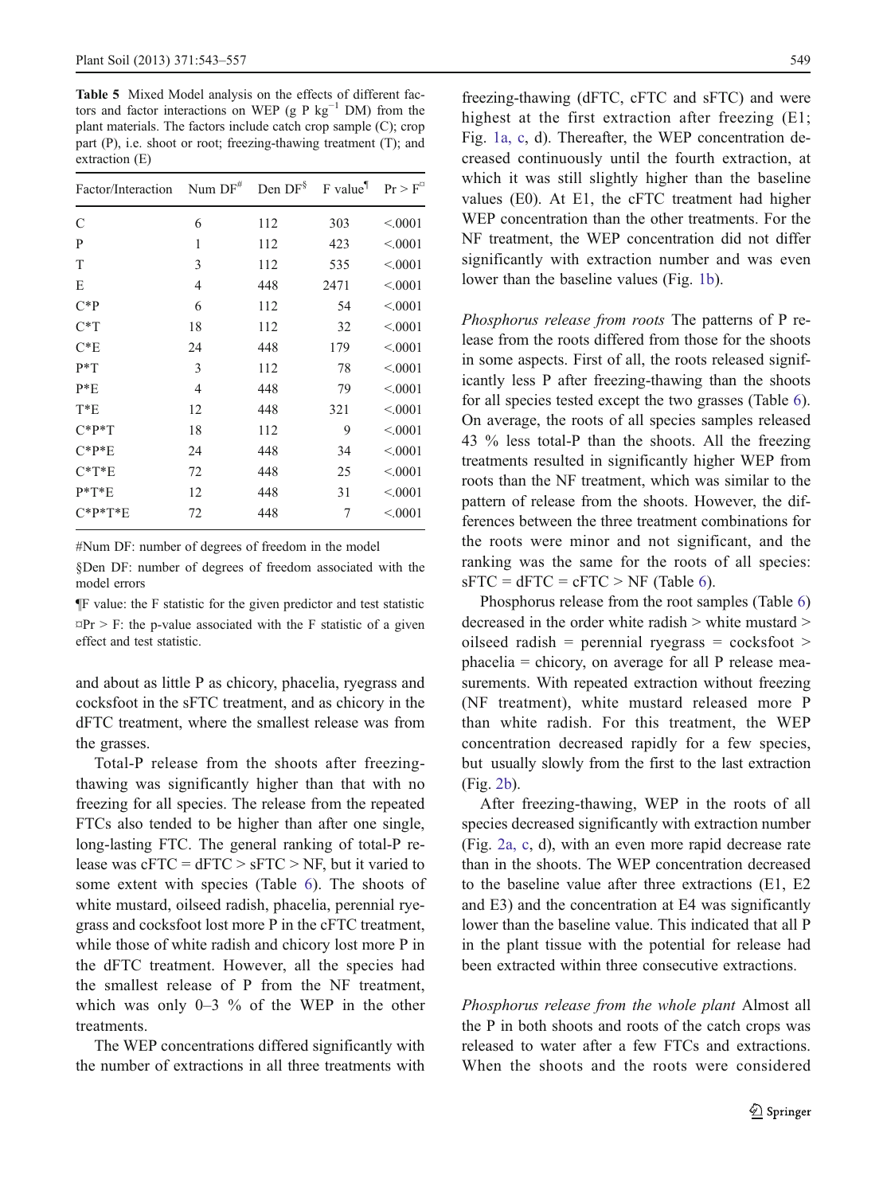**Table 5** Mixed Model analysis on the effects of different factors and factor interactions on WEP (g P $kg^{-1}$ DM) from the plant materials. The factors include catch crop sample (C); crop part (P), i.e. shoot or root; freezing-thawing treatment (T); and extraction (E)

| Factor/Interaction | Num DF[#] | Den DF[§] | F value[¶] | Pr > F[¤] |
|---|---|---|---|---|
| C | 6 | 112 | 303 | <.0001 |
| P | 1 | 112 | 423 | <.0001 |
| T | 3 | 112 | 535 | <.0001 |
| E | 4 | 448 | 2471 | <.0001 |
| C*P | 6 | 112 | 54 | <.0001 |
| C*T | 18 | 112 | 32 | <.0001 |
| C*E | 24 | 448 | 179 | <.0001 |
| P*T | 3 | 112 | 78 | <.0001 |
| P*E | 4 | 448 | 79 | <.0001 |
| T*E | 12 | 448 | 321 | <.0001 |
| C*P*T | 18 | 112 | 9 | <.0001 |
| C*P*E | 24 | 448 | 34 | <.0001 |
| C*T*E | 72 | 448 | 25 | <.0001 |
| P*T*E | 12 | 448 | 31 | <.0001 |
| C*P*T*E | 72 | 448 | 7 | <.0001 |

#Num DF: number of degrees of freedom in the model

§Den DF: number of degrees of freedom associated with the model errors

¶F value: the F statistic for the given predictor and test statistic

¤Pr > F: the p-value associated with the F statistic of a given effect and test statistic.

and about as little P as chicory, phacelia, ryegrass and cocksfoot in the sFTC treatment, and as chicory in the dFTC treatment, where the smallest release was from the grasses.

Total-P release from the shoots after freezing-thawing was significantly higher than that with no freezing for all species. The release from the repeated FTCs also tended to be higher than after one single, long-lasting FTC. The general ranking of total-P release was cFTC = dFTC > sFTC > NF, but it varied to some extent with species (Table 6). The shoots of white mustard, oilseed radish, phacelia, perennial ryegrass and cocksfoot lost more P in the cFTC treatment, while those of white radish and chicory lost more P in the dFTC treatment. However, all the species had the smallest release of P from the NF treatment, which was only 0–3 % of the WEP in the other treatments.

The WEP concentrations differed significantly with the number of extractions in all three treatments with freezing-thawing (dFTC, cFTC and sFTC) and were highest at the first extraction after freezing (E1; Fig. 1a, c, d). Thereafter, the WEP concentration decreased continuously until the fourth extraction, at which it was still slightly higher than the baseline values (E0). At E1, the cFTC treatment had higher WEP concentration than the other treatments. For the NF treatment, the WEP concentration did not differ significantly with extraction number and was even lower than the baseline values (Fig. 1b).

*Phosphorus release from roots* The patterns of P release from the roots differed from those for the shoots in some aspects. First of all, the roots released significantly less P after freezing-thawing than the shoots for all species tested except the two grasses (Table 6). On average, the roots of all species samples released 43 % less total-P than the shoots. All the freezing treatments resulted in significantly higher WEP from roots than the NF treatment, which was similar to the pattern of release from the shoots. However, the differences between the three treatment combinations for the roots were minor and not significant, and the ranking was the same for the roots of all species: sFTC = dFTC = cFTC > NF (Table 6).

Phosphorus release from the root samples (Table 6) decreased in the order white radish > white mustard > oilseed radish = perennial ryegrass = cocksfoot > phacelia = chicory, on average for all P release measurements. With repeated extraction without freezing (NF treatment), white mustard released more P than white radish. For this treatment, the WEP concentration decreased rapidly for a few species, but usually slowly from the first to the last extraction (Fig. 2b).

After freezing-thawing, WEP in the roots of all species decreased significantly with extraction number (Fig. 2a, c, d), with an even more rapid decrease rate than in the shoots. The WEP concentration decreased to the baseline value after three extractions (E1, E2 and E3) and the concentration at E4 was significantly lower than the baseline value. This indicated that all P in the plant tissue with the potential for release had been extracted within three consecutive extractions.

*Phosphorus release from the whole plant* Almost all the P in both shoots and roots of the catch crops was released to water after a few FTCs and extractions. When the shoots and the roots were considered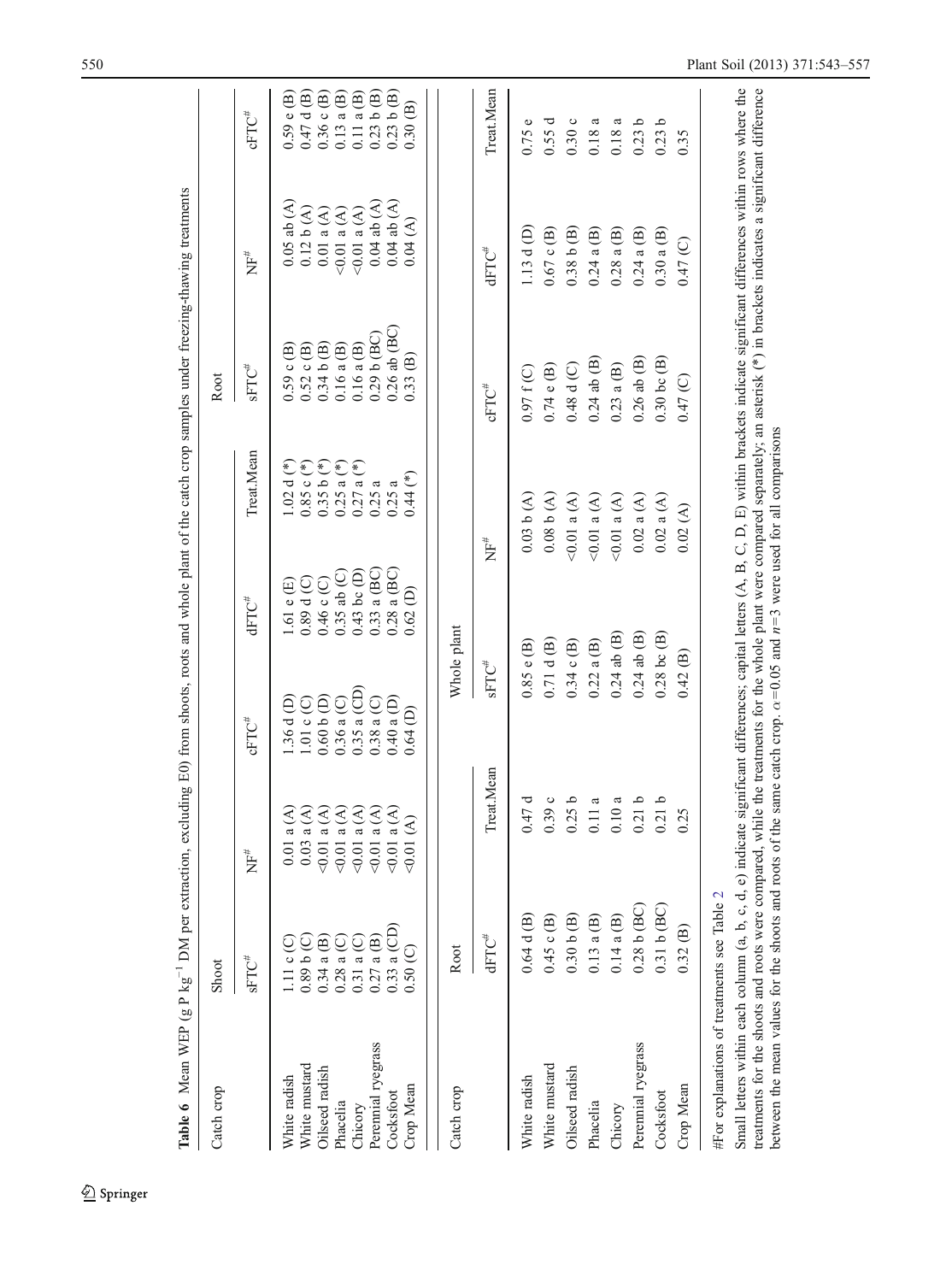**Table 6** Mean WEP (g P kg$^{-1}$ DM per extraction, excluding E0) from shoots, roots and whole plant of the catch crop samples under freezing-thawing treatments

| Catch crop | Shoot | | | | | Root | | |
|---|---|---|---|---|---|---|---|---|
| | sFTC# | NF# | cFTC# | dFTC# | Treat.Mean | sFTC# | NF# | cFTC# |
| White radish | 1.11 c (C) | 0.01 a (A) | 1.36 d (D) | 1.61 e (E) | 1.02 d (*) | 0.59 c (B) | 0.05 ab (A) | 0.59 e (B) |
| White mustard | 0.89 b (C) | 0.03 a (A) | 1.01 c (C) | 0.89 d (C) | 0.85 c (*) | 0.52 c (B) | 0.12 b (A) | 0.47 d (B) |
| Oilseed radish | 0.34 a (B) | <0.01 a (A) | 0.60 b (D) | 0.46 c (C) | 0.35 b (*) | 0.34 b (B) | 0.01 a (A) | 0.36 c (B) |
| Phacelia | 0.28 a (C) | <0.01 a (A) | 0.36 a (C) | 0.35 ab (C) | 0.25 a (*) | 0.16 a (B) | <0.01 a (A) | 0.13 a (B) |
| Chicory | 0.31 a (C) | <0.01 a (A) | 0.35 a (CD) | 0.43 bc (D) | 0.27 a (*) | 0.16 a (B) | <0.01 a (A) | 0.11 a (B) |
| Perennial ryegrass | 0.27 a (B) | <0.01 a (A) | 0.38 a (C) | 0.33 a (BC) | 0.25 a | 0.29 b (BC) | 0.04 ab (A) | 0.23 b (B) |
| Cocksfoot | 0.33 a (CD) | <0.01 a (A) | 0.40 a (D) | 0.28 a (BC) | 0.25 a | 0.26 ab (BC) | 0.04 ab (A) | 0.23 b (B) |
| Crop Mean | 0.50 (C) | <0.01 (A) | 0.64 (D) | 0.62 (D) | 0.44 (*) | 0.33 (B) | 0.04 (A) | 0.30 (B) |

| Catch crop | Root | | Whole plant | | | | |
|---|---|---|---|---|---|---|---|
| | dFTC# | Treat.Mean | sFTC# | NF# | cFTC# | dFTC# | Treat.Mean |
| White radish | 0.64 d (B) | 0.47 d | 0.85 e (B) | 0.03 b (A) | 0.97 f (C) | 1.13 d (D) | 0.75 e |
| White mustard | 0.45 c (B) | 0.39 c | 0.71 d (B) | 0.08 b (A) | 0.74 e (B) | 0.67 c (B) | 0.55 d |
| Oilseed radish | 0.30 b (B) | 0.25 b | 0.34 c (B) | <0.01 a (A) | 0.48 d (C) | 0.38 b (B) | 0.30 c |
| Phacelia | 0.13 a (B) | 0.11 a | 0.22 a (B) | <0.01 a (A) | 0.24 ab (B) | 0.24 a (B) | 0.18 a |
| Chicory | 0.14 a (B) | 0.10 a | 0.24 ab (B) | <0.01 a (A) | 0.23 a (B) | 0.28 a (B) | 0.18 a |
| Perennial ryegrass | 0.28 b (BC) | 0.21 b | 0.24 ab (B) | 0.02 a (A) | 0.26 ab (B) | 0.24 a (B) | 0.23 b |
| Cocksfoot | 0.31 b (BC) | 0.21 b | 0.28 bc (B) | 0.02 a (A) | 0.30 bc (B) | 0.30 a (B) | 0.23 b |
| Crop Mean | 0.32 (B) | 0.25 | 0.42 (B) | 0.02 (A) | 0.47 (C) | 0.47 (C) | 0.35 |

#For explanations of treatments see Table 2

Small letters within each column (a, b, c, d, e) indicate significant differences; capital letters (A, B, C, D, E) within brackets indicate significant differences within rows where the treatments for the shoots and roots were compared, while the treatments for the whole plant were compared separately; an asterisk (*) in brackets indicates a significant difference between the mean values for the shoots and roots of the same catch crop. $\alpha$=0.05 and $n$=3 were used for all comparisons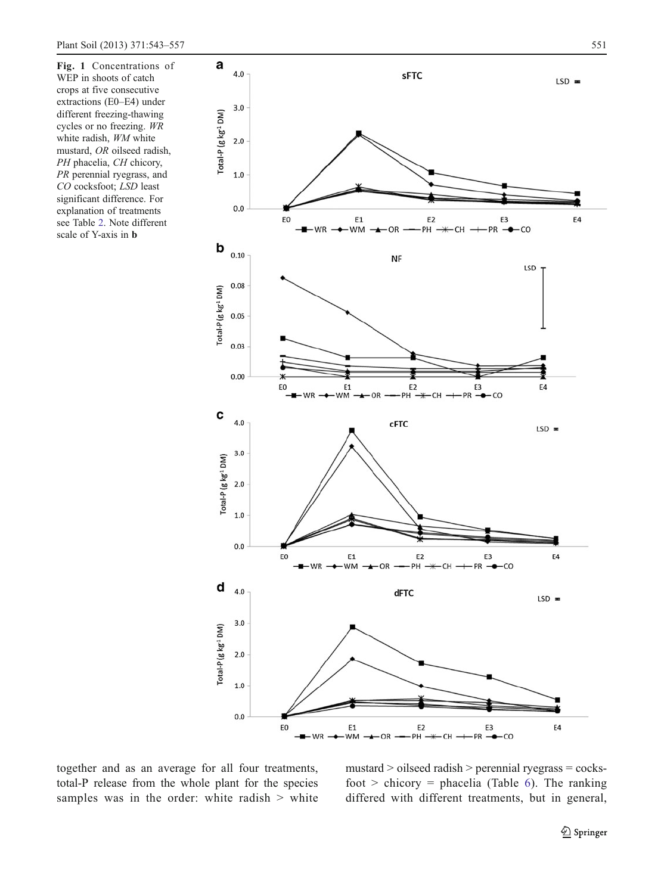**Fig. 1** Concentrations of WEP in shoots of catch crops at five consecutive extractions (E0–E4) under different freezing-thawing cycles or no freezing. *WR* white radish, *WM* white mustard, *OR* oilseed radish, *PH* phacelia, *CH* chicory, *PR* perennial ryegrass, and *CO* cocksfoot; *LSD* least significant difference. For explanation of treatments see Table 2. Note different scale of Y-axis in **b**

together and as an average for all four treatments, total-P release from the whole plant for the species samples was in the order: white radish > white mustard > oilseed radish > perennial ryegrass = cocksfoot > chicory = phacelia (Table 6). The ranking differed with different treatments, but in general,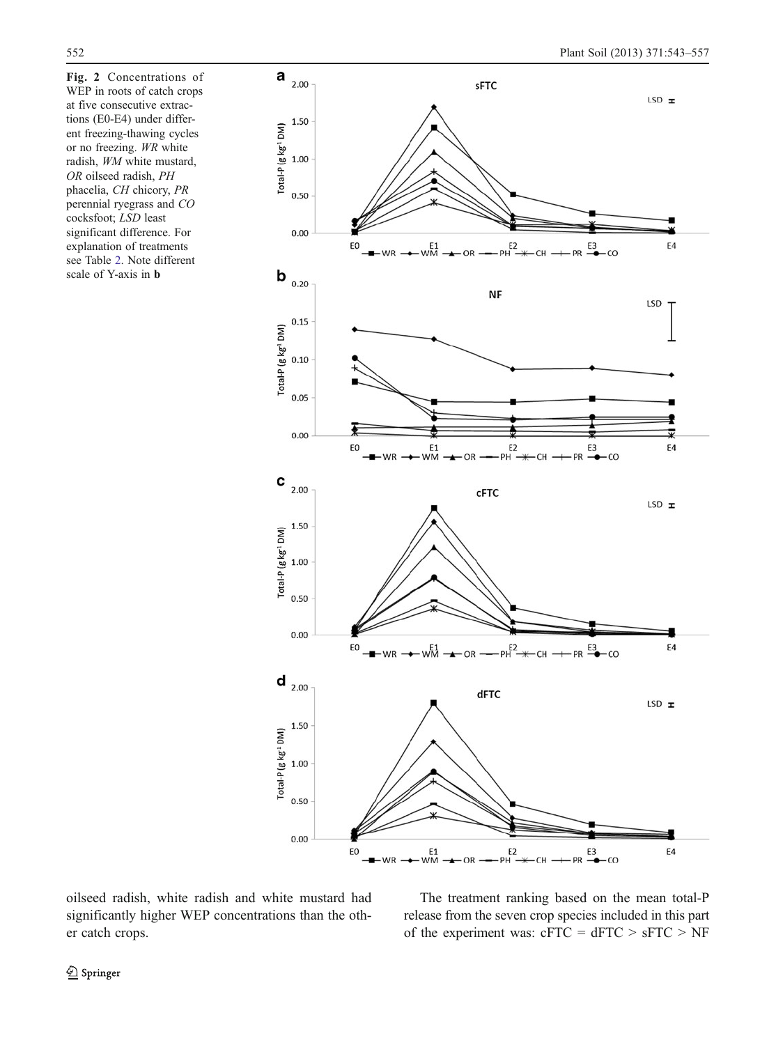**Fig. 2** Concentrations of WEP in roots of catch crops at five consecutive extractions (E0-E4) under different freezing-thawing cycles or no freezing. *WR* white radish, *WM* white mustard, *OR* oilseed radish, *PH* phacelia, *CH* chicory, *PR* perennial ryegrass and *CO* cocksfoot; *LSD* least significant difference. For explanation of treatments see Table 2. Note different scale of Y-axis in **b**

oilseed radish, white radish and white mustard had significantly higher WEP concentrations than the other catch crops.

The treatment ranking based on the mean total-P release from the seven crop species included in this part of the experiment was: cFTC = dFTC > sFTC > NF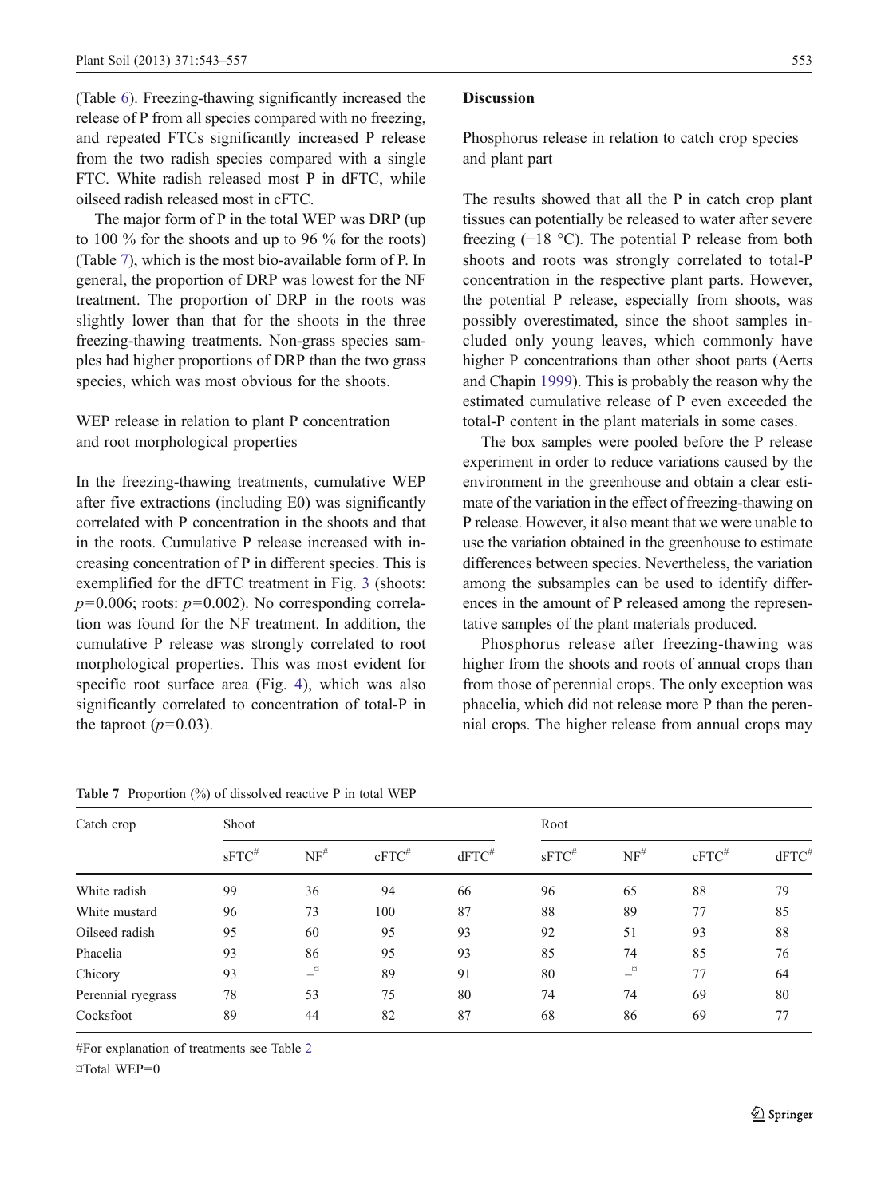(Table 6). Freezing-thawing significantly increased the release of P from all species compared with no freezing, and repeated FTCs significantly increased P release from the two radish species compared with a single FTC. White radish released most P in dFTC, while oilseed radish released most in cFTC.

The major form of P in the total WEP was DRP (up to 100 % for the shoots and up to 96 % for the roots) (Table 7), which is the most bio-available form of P. In general, the proportion of DRP was lowest for the NF treatment. The proportion of DRP in the roots was slightly lower than that for the shoots in the three freezing-thawing treatments. Non-grass species samples had higher proportions of DRP than the two grass species, which was most obvious for the shoots.

### WEP release in relation to plant P concentration and root morphological properties

In the freezing-thawing treatments, cumulative WEP after five extractions (including E0) was significantly correlated with P concentration in the shoots and that in the roots. Cumulative P release increased with increasing concentration of P in different species. This is exemplified for the dFTC treatment in Fig. 3 (shoots: $p=0.006$; roots: $p=0.002$). No corresponding correlation was found for the NF treatment. In addition, the cumulative P release was strongly correlated to root morphological properties. This was most evident for specific root surface area (Fig. 4), which was also significantly correlated to concentration of total-P in the taproot ($p=0.03$).

## Discussion

### Phosphorus release in relation to catch crop species and plant part

The results showed that all the P in catch crop plant tissues can potentially be released to water after severe freezing (−18 °C). The potential P release from both shoots and roots was strongly correlated to total-P concentration in the respective plant parts. However, the potential P release, especially from shoots, was possibly overestimated, since the shoot samples included only young leaves, which commonly have higher P concentrations than other shoot parts (Aerts and Chapin 1999). This is probably the reason why the estimated cumulative release of P even exceeded the total-P content in the plant materials in some cases.

The box samples were pooled before the P release experiment in order to reduce variations caused by the environment in the greenhouse and obtain a clear estimate of the variation in the effect of freezing-thawing on P release. However, it also meant that we were unable to use the variation obtained in the greenhouse to estimate differences between species. Nevertheless, the variation among the subsamples can be used to identify differences in the amount of P released among the representative samples of the plant materials produced.

Phosphorus release after freezing-thawing was higher from the shoots and roots of annual crops than from those of perennial crops. The only exception was phacelia, which did not release more P than the perennial crops. The higher release from annual crops may

**Table 7** Proportion (%) of dissolved reactive P in total WEP

| Catch crop | Shoot | | | | Root | | | |
|---|---|---|---|---|---|---|---|---|
| | sFTC# | NF# | cFTC# | dFTC# | sFTC# | NF# | cFTC# | dFTC# |
| White radish | 99 | 36 | 94 | 66 | 96 | 65 | 88 | 79 |
| White mustard | 96 | 73 | 100 | 87 | 88 | 89 | 77 | 85 |
| Oilseed radish | 95 | 60 | 95 | 93 | 92 | 51 | 93 | 88 |
| Phacelia | 93 | 86 | 95 | 93 | 85 | 74 | 85 | 76 |
| Chicory | 93 | –¤ | 89 | 91 | 80 | –¤ | 77 | 64 |
| Perennial ryegrass | 78 | 53 | 75 | 80 | 74 | 74 | 69 | 80 |
| Cocksfoot | 89 | 44 | 82 | 87 | 68 | 86 | 69 | 77 |

#For explanation of treatments see Table 2

¤Total WEP=0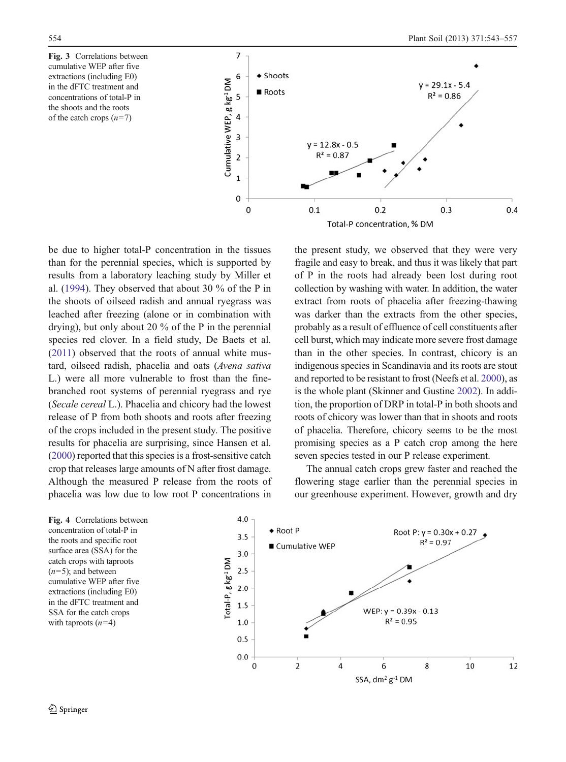Fig. 3 Correlations between cumulative WEP after five extractions (including E0) in the dFTC treatment and concentrations of total-P in the shoots and the roots of the catch crops ($n$=7)

Fig. 4 Correlations between concentration of total-P in the roots and specific root surface area (SSA) for the catch crops with taproots ($n$=5); and between cumulative WEP after five extractions (including E0) in the dFTC treatment and SSA for the catch crops with taproots ($n$=4)

be due to higher total-P concentration in the tissues than for the perennial species, which is supported by results from a laboratory leaching study by Miller et al. (1994). They observed that about 30 % of the P in the shoots of oilseed radish and annual ryegrass was leached after freezing (alone or in combination with drying), but only about 20 % of the P in the perennial species red clover. In a field study, De Baets et al. (2011) observed that the roots of annual white mustard, oilseed radish, phacelia and oats (*Avena sativa* L.) were all more vulnerable to frost than the fine-branched root systems of perennial ryegrass and rye (*Secale cereal* L.). Phacelia and chicory had the lowest release of P from both shoots and roots after freezing of the crops included in the present study. The positive results for phacelia are surprising, since Hansen et al. (2000) reported that this species is a frost-sensitive catch crop that releases large amounts of N after frost damage. Although the measured P release from the roots of phacelia was low due to low root P concentrations in the present study, we observed that they were very fragile and easy to break, and thus it was likely that part of P in the roots had already been lost during root collection by washing with water. In addition, the water extract from roots of phacelia after freezing-thawing was darker than the extracts from the other species, probably as a result of effluence of cell constituents after cell burst, which may indicate more severe frost damage than in the other species. In contrast, chicory is an indigenous species in Scandinavia and its roots are stout and reported to be resistant to frost (Neefs et al. 2000), as is the whole plant (Skinner and Gustine 2002). In addition, the proportion of DRP in total-P in both shoots and roots of chicory was lower than that in shoots and roots of phacelia. Therefore, chicory seems to be the most promising species as a P catch crop among the here seven species tested in our P release experiment.

The annual catch crops grew faster and reached the flowering stage earlier than the perennial species in our greenhouse experiment. However, growth and dry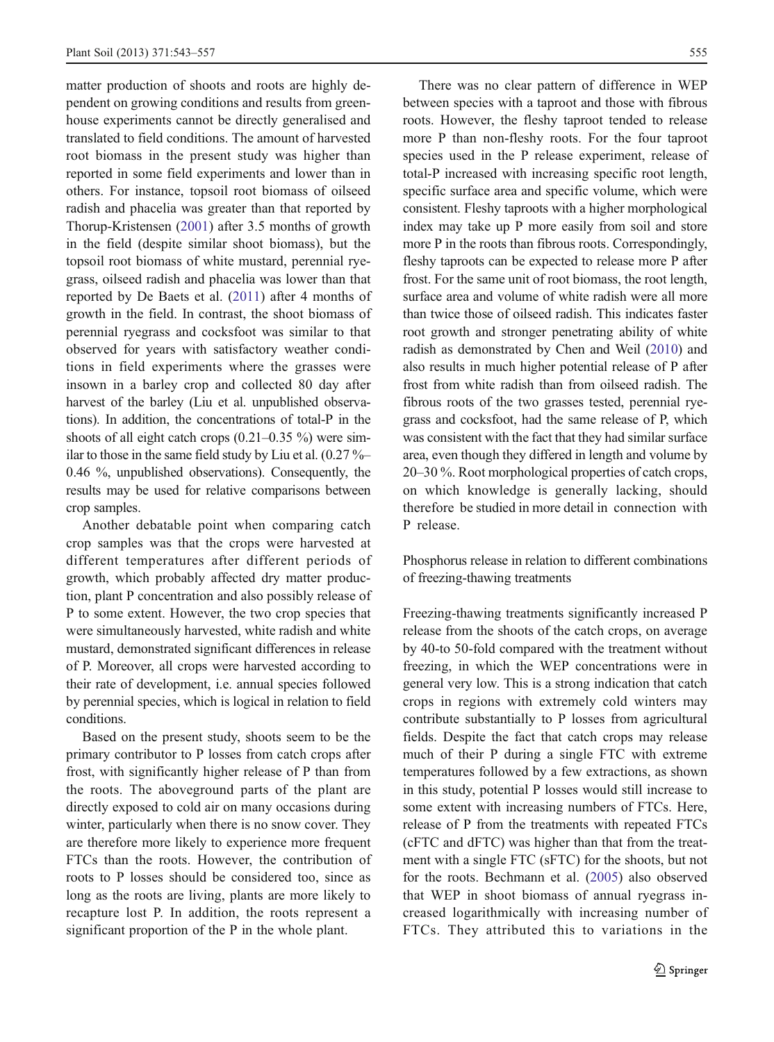matter production of shoots and roots are highly dependent on growing conditions and results from greenhouse experiments cannot be directly generalised and translated to field conditions. The amount of harvested root biomass in the present study was higher than reported in some field experiments and lower than in others. For instance, topsoil root biomass of oilseed radish and phacelia was greater than that reported by Thorup-Kristensen (2001) after 3.5 months of growth in the field (despite similar shoot biomass), but the topsoil root biomass of white mustard, perennial ryegrass, oilseed radish and phacelia was lower than that reported by De Baets et al. (2011) after 4 months of growth in the field. In contrast, the shoot biomass of perennial ryegrass and cocksfoot was similar to that observed for years with satisfactory weather conditions in field experiments where the grasses were insown in a barley crop and collected 80 day after harvest of the barley (Liu et al. unpublished observations). In addition, the concentrations of total-P in the shoots of all eight catch crops (0.21–0.35 %) were similar to those in the same field study by Liu et al. (0.27 %–0.46 %, unpublished observations). Consequently, the results may be used for relative comparisons between crop samples.

Another debatable point when comparing catch crop samples was that the crops were harvested at different temperatures after different periods of growth, which probably affected dry matter production, plant P concentration and also possibly release of P to some extent. However, the two crop species that were simultaneously harvested, white radish and white mustard, demonstrated significant differences in release of P. Moreover, all crops were harvested according to their rate of development, i.e. annual species followed by perennial species, which is logical in relation to field conditions.

Based on the present study, shoots seem to be the primary contributor to P losses from catch crops after frost, with significantly higher release of P than from the roots. The aboveground parts of the plant are directly exposed to cold air on many occasions during winter, particularly when there is no snow cover. They are therefore more likely to experience more frequent FTCs than the roots. However, the contribution of roots to P losses should be considered too, since as long as the roots are living, plants are more likely to recapture lost P. In addition, the roots represent a significant proportion of the P in the whole plant.

There was no clear pattern of difference in WEP between species with a taproot and those with fibrous roots. However, the fleshy taproot tended to release more P than non-fleshy roots. For the four taproot species used in the P release experiment, release of total-P increased with increasing specific root length, specific surface area and specific volume, which were consistent. Fleshy taproots with a higher morphological index may take up P more easily from soil and store more P in the roots than fibrous roots. Correspondingly, fleshy taproots can be expected to release more P after frost. For the same unit of root biomass, the root length, surface area and volume of white radish were all more than twice those of oilseed radish. This indicates faster root growth and stronger penetrating ability of white radish as demonstrated by Chen and Weil (2010) and also results in much higher potential release of P after frost from white radish than from oilseed radish. The fibrous roots of the two grasses tested, perennial ryegrass and cocksfoot, had the same release of P, which was consistent with the fact that they had similar surface area, even though they differed in length and volume by 20–30 %. Root morphological properties of catch crops, on which knowledge is generally lacking, should therefore be studied in more detail in connection with P release.

### Phosphorus release in relation to different combinations of freezing-thawing treatments

Freezing-thawing treatments significantly increased P release from the shoots of the catch crops, on average by 40-to 50-fold compared with the treatment without freezing, in which the WEP concentrations were in general very low. This is a strong indication that catch crops in regions with extremely cold winters may contribute substantially to P losses from agricultural fields. Despite the fact that catch crops may release much of their P during a single FTC with extreme temperatures followed by a few extractions, as shown in this study, potential P losses would still increase to some extent with increasing numbers of FTCs. Here, release of P from the treatments with repeated FTCs (cFTC and dFTC) was higher than that from the treatment with a single FTC (sFTC) for the shoots, but not for the roots. Bechmann et al. (2005) also observed that WEP in shoot biomass of annual ryegrass increased logarithmically with increasing number of FTCs. They attributed this to variations in the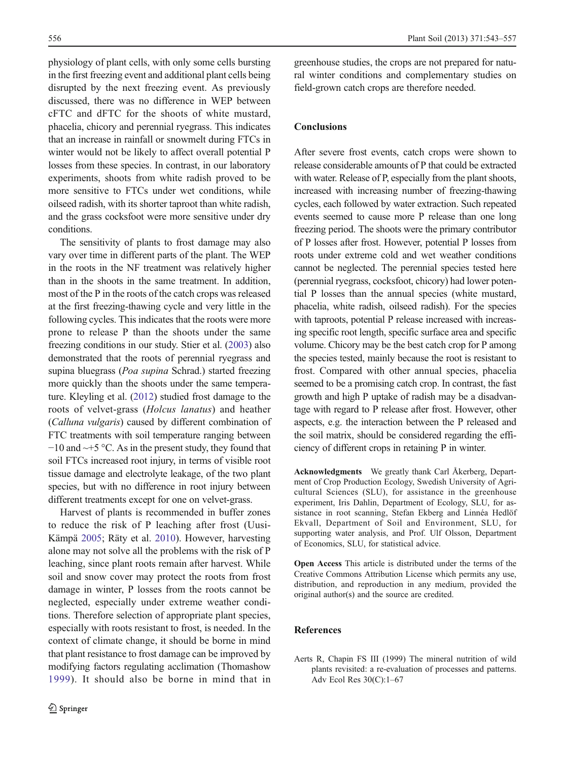physiology of plant cells, with only some cells bursting in the first freezing event and additional plant cells being disrupted by the next freezing event. As previously discussed, there was no difference in WEP between cFTC and dFTC for the shoots of white mustard, phacelia, chicory and perennial ryegrass. This indicates that an increase in rainfall or snowmelt during FTCs in winter would not be likely to affect overall potential P losses from these species. In contrast, in our laboratory experiments, shoots from white radish proved to be more sensitive to FTCs under wet conditions, while oilseed radish, with its shorter taproot than white radish, and the grass cocksfoot were more sensitive under dry conditions.

The sensitivity of plants to frost damage may also vary over time in different parts of the plant. The WEP in the roots in the NF treatment was relatively higher than in the shoots in the same treatment. In addition, most of the P in the roots of the catch crops was released at the first freezing-thawing cycle and very little in the following cycles. This indicates that the roots were more prone to release P than the shoots under the same freezing conditions in our study. Stier et al. (2003) also demonstrated that the roots of perennial ryegrass and supina bluegrass (*Poa supina* Schrad.) started freezing more quickly than the shoots under the same temperature. Kleyling et al. (2012) studied frost damage to the roots of velvet-grass (*Holcus lanatus*) and heather (*Calluna vulgaris*) caused by different combination of FTC treatments with soil temperature ranging between −10 and ~+5 °C. As in the present study, they found that soil FTCs increased root injury, in terms of visible root tissue damage and electrolyte leakage, of the two plant species, but with no difference in root injury between different treatments except for one on velvet-grass.

Harvest of plants is recommended in buffer zones to reduce the risk of P leaching after frost (Uusi-Kämppä 2005; Räty et al. 2010). However, harvesting alone may not solve all the problems with the risk of P leaching, since plant roots remain after harvest. While soil and snow cover may protect the roots from frost damage in winter, P losses from the roots cannot be neglected, especially under extreme weather conditions. Therefore selection of appropriate plant species, especially with roots resistant to frost, is needed. In the context of climate change, it should be borne in mind that plant resistance to frost damage can be improved by modifying factors regulating acclimation (Thomashow 1999). It should also be borne in mind that in greenhouse studies, the crops are not prepared for natural winter conditions and complementary studies on field-grown catch crops are therefore needed.

## Conclusions

After severe frost events, catch crops were shown to release considerable amounts of P that could be extracted with water. Release of P, especially from the plant shoots, increased with increasing number of freezing-thawing cycles, each followed by water extraction. Such repeated events seemed to cause more P release than one long freezing period. The shoots were the primary contributor of P losses after frost. However, potential P losses from roots under extreme cold and wet weather conditions cannot be neglected. The perennial species tested here (perennial ryegrass, cocksfoot, chicory) had lower potential P losses than the annual species (white mustard, phacelia, white radish, oilseed radish). For the species with taproots, potential P release increased with increasing specific root length, specific surface area and specific volume. Chicory may be the best catch crop for P among the species tested, mainly because the root is resistant to frost. Compared with other annual species, phacelia seemed to be a promising catch crop. In contrast, the fast growth and high P uptake of radish may be a disadvantage with regard to P release after frost. However, other aspects, e.g. the interaction between the P released and the soil matrix, should be considered regarding the efficiency of different crops in retaining P in winter.

**Acknowledgments** We greatly thank Carl Åkerberg, Department of Crop Production Ecology, Swedish University of Agricultural Sciences (SLU), for assistance in the greenhouse experiment, Iris Dahlin, Department of Ecology, SLU, for assistance in root scanning, Stefan Ekberg and Linnéa Hedlöf Ekvall, Department of Soil and Environment, SLU, for supporting water analysis, and Prof. Ulf Olsson, Department of Economics, SLU, for statistical advice.

**Open Access** This article is distributed under the terms of the Creative Commons Attribution License which permits any use, distribution, and reproduction in any medium, provided the original author(s) and the source are credited.

## References

Aerts R, Chapin FS III (1999) The mineral nutrition of wild plants revisited: a re-evaluation of processes and patterns. Adv Ecol Res 30(C):1–67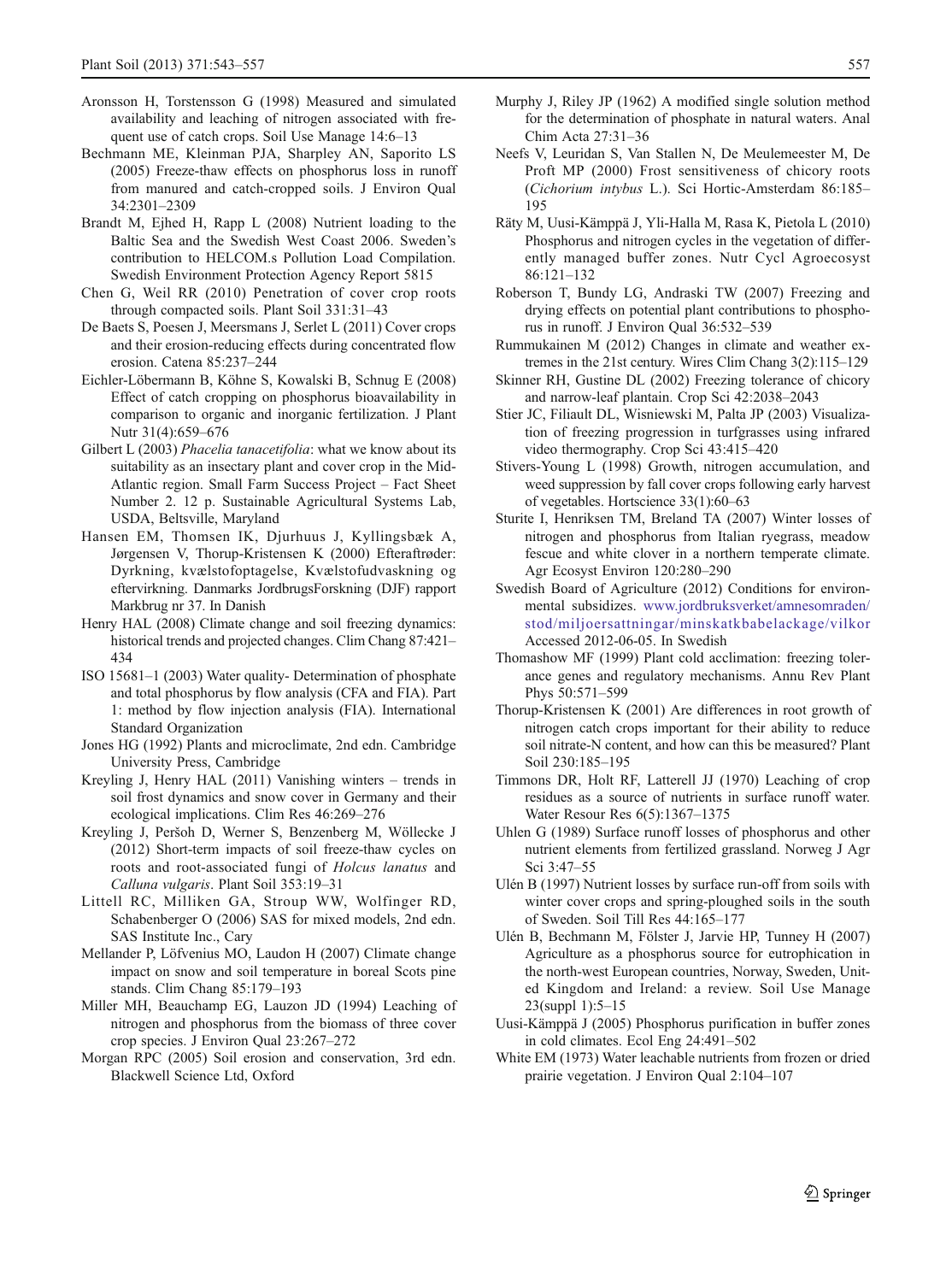Aronsson H, Torstensson G (1998) Measured and simulated availability and leaching of nitrogen associated with frequent use of catch crops. Soil Use Manage 14:6–13

Bechmann ME, Kleinman PJA, Sharpley AN, Saporito LS (2005) Freeze-thaw effects on phosphorus loss in runoff from manured and catch-cropped soils. J Environ Qual 34:2301–2309

Brandt M, Ejhed H, Rapp L (2008) Nutrient loading to the Baltic Sea and the Swedish West Coast 2006. Sweden's contribution to HELCOM.s Pollution Load Compilation. Swedish Environment Protection Agency Report 5815

Chen G, Weil RR (2010) Penetration of cover crop roots through compacted soils. Plant Soil 331:31–43

De Baets S, Poesen J, Meersmans J, Serlet L (2011) Cover crops and their erosion-reducing effects during concentrated flow erosion. Catena 85:237–244

Eichler-Löbermann B, Köhne S, Kowalski B, Schnug E (2008) Effect of catch cropping on phosphorus bioavailability in comparison to organic and inorganic fertilization. J Plant Nutr 31(4):659–676

Gilbert L (2003) *Phacelia tanacetifolia*: what we know about its suitability as an insectary plant and cover crop in the Mid-Atlantic region. Small Farm Success Project – Fact Sheet Number 2. 12 p. Sustainable Agricultural Systems Lab, USDA, Beltsville, Maryland

Hansen EM, Thomsen IK, Djurhuus J, Kyllingsbæk A, Jørgensen V, Thorup-Kristensen K (2000) Efterafgrøder: Dyrkning, kvælstofoptagelse, Kvælstofudvaskning og eftervirkning. Danmarks JordbrugsForskning (DJF) rapport Markbrug nr 37. In Danish

Henry HAL (2008) Climate change and soil freezing dynamics: historical trends and projected changes. Clim Chang 87:421–434

ISO 15681–1 (2003) Water quality- Determination of phosphate and total phosphorus by flow analysis (CFA and FIA). Part 1: method by flow injection analysis (FIA). International Standard Organization

Jones HG (1992) Plants and microclimate, 2nd edn. Cambridge University Press, Cambridge

Kreyling J, Henry HAL (2011) Vanishing winters – trends in soil frost dynamics and snow cover in Germany and their ecological implications. Clim Res 46:269–276

Kreyling J, Peršoh D, Werner S, Benzenberg M, Wöllecke J (2012) Short-term impacts of soil freeze-thaw cycles on roots and root-associated fungi of *Holcus lanatus* and *Calluna vulgaris*. Plant Soil 353:19–31

Littell RC, Milliken GA, Stroup WW, Wolfinger RD, Schabenberger O (2006) SAS for mixed models, 2nd edn. SAS Institute Inc., Cary

Mellander P, Löfvenius MO, Laudon H (2007) Climate change impact on snow and soil temperature in boreal Scots pine stands. Clim Chang 85:179–193

Miller MH, Beauchamp EG, Lauzon JD (1994) Leaching of nitrogen and phosphorus from the biomass of three cover crop species. J Environ Qual 23:267–272

Morgan RPC (2005) Soil erosion and conservation, 3rd edn. Blackwell Science Ltd, Oxford

Murphy J, Riley JP (1962) A modified single solution method for the determination of phosphate in natural waters. Anal Chim Acta 27:31–36

Neefs V, Leuridan S, Van Stallen N, De Meulemeester M, De Proft MP (2000) Frost sensitiveness of chicory roots (*Cichorium intybus* L.). Sci Hortic-Amsterdam 86:185–195

Räty M, Uusi-Kämppä J, Yli-Halla M, Rasa K, Pietola L (2010) Phosphorus and nitrogen cycles in the vegetation of differently managed buffer zones. Nutr Cycl Agroecosyst 86:121–132

Roberson T, Bundy LG, Andraski TW (2007) Freezing and drying effects on potential plant contributions to phosphorus in runoff. J Environ Qual 36:532–539

Rummukainen M (2012) Changes in climate and weather extremes in the 21st century. Wires Clim Chang 3(2):115–129

Skinner RH, Gustine DL (2002) Freezing tolerance of chicory and narrow-leaf plantain. Crop Sci 42:2038–2043

Stier JC, Filiault DL, Wisniewski M, Palta JP (2003) Visualization of freezing progression in turfgrasses using infrared video thermography. Crop Sci 43:415–420

Stivers-Young L (1998) Growth, nitrogen accumulation, and weed suppression by fall cover crops following early harvest of vegetables. Hortscience 33(1):60–63

Sturite I, Henriksen TM, Breland TA (2007) Winter losses of nitrogen and phosphorus from Italian ryegrass, meadow fescue and white clover in a northern temperate climate. Agr Ecosyst Environ 120:280–290

Swedish Board of Agriculture (2012) Conditions for environmental subsidizes. www.jordbruksverket/amnesomraden/stod/miljoersattningar/minskatkbabelackage/vilkor Accessed 2012-06-05. In Swedish

Thomashow MF (1999) Plant cold acclimation: freezing tolerance genes and regulatory mechanisms. Annu Rev Plant Phys 50:571–599

Thorup-Kristensen K (2001) Are differences in root growth of nitrogen catch crops important for their ability to reduce soil nitrate-N content, and how can this be measured? Plant Soil 230:185–195

Timmons DR, Holt RF, Latterell JJ (1970) Leaching of crop residues as a source of nutrients in surface runoff water. Water Resour Res 6(5):1367–1375

Uhlen G (1989) Surface runoff losses of phosphorus and other nutrient elements from fertilized grassland. Norweg J Agr Sci 3:47–55

Ulén B (1997) Nutrient losses by surface run-off from soils with winter cover crops and spring-ploughed soils in the south of Sweden. Soil Till Res 44:165–177

Ulén B, Bechmann M, Fölster J, Jarvie HP, Tunney H (2007) Agriculture as a phosphorus source for eutrophication in the north-west European countries, Norway, Sweden, United Kingdom and Ireland: a review. Soil Use Manage 23(suppl 1):5–15

Uusi-Kämppä J (2005) Phosphorus purification in buffer zones in cold climates. Ecol Eng 24:491–502

White EM (1973) Water leachable nutrients from frozen or dried prairie vegetation. J Environ Qual 2:104–107